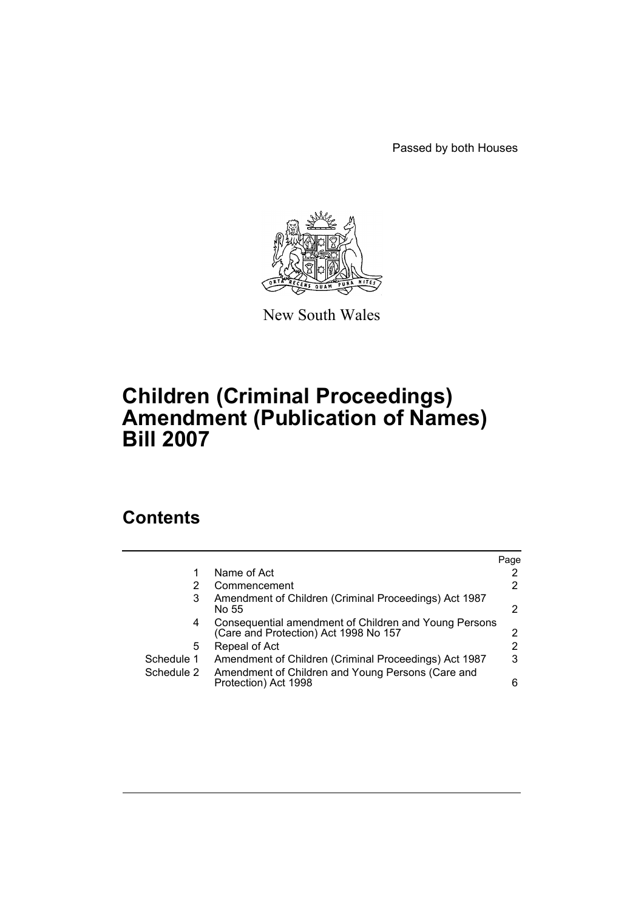Passed by both Houses

New South Wales

# Children (Criminal Proceedings) Amendment (Publication of Names) Bill 2007

## Contents

| | | Page |
|---|---|---|
| 1 | Name of Act | 2 |
| 2 | Commencement | 2 |
| 3 | Amendment of Children (Criminal Proceedings) Act 1987 No 55 | 2 |
| 4 | Consequential amendment of Children and Young Persons (Care and Protection) Act 1998 No 157 | 2 |
| 5 | Repeal of Act | 2 |
| Schedule 1 | Amendment of Children (Criminal Proceedings) Act 1987 | 3 |
| Schedule 2 | Amendment of Children and Young Persons (Care and Protection) Act 1998 | 6 |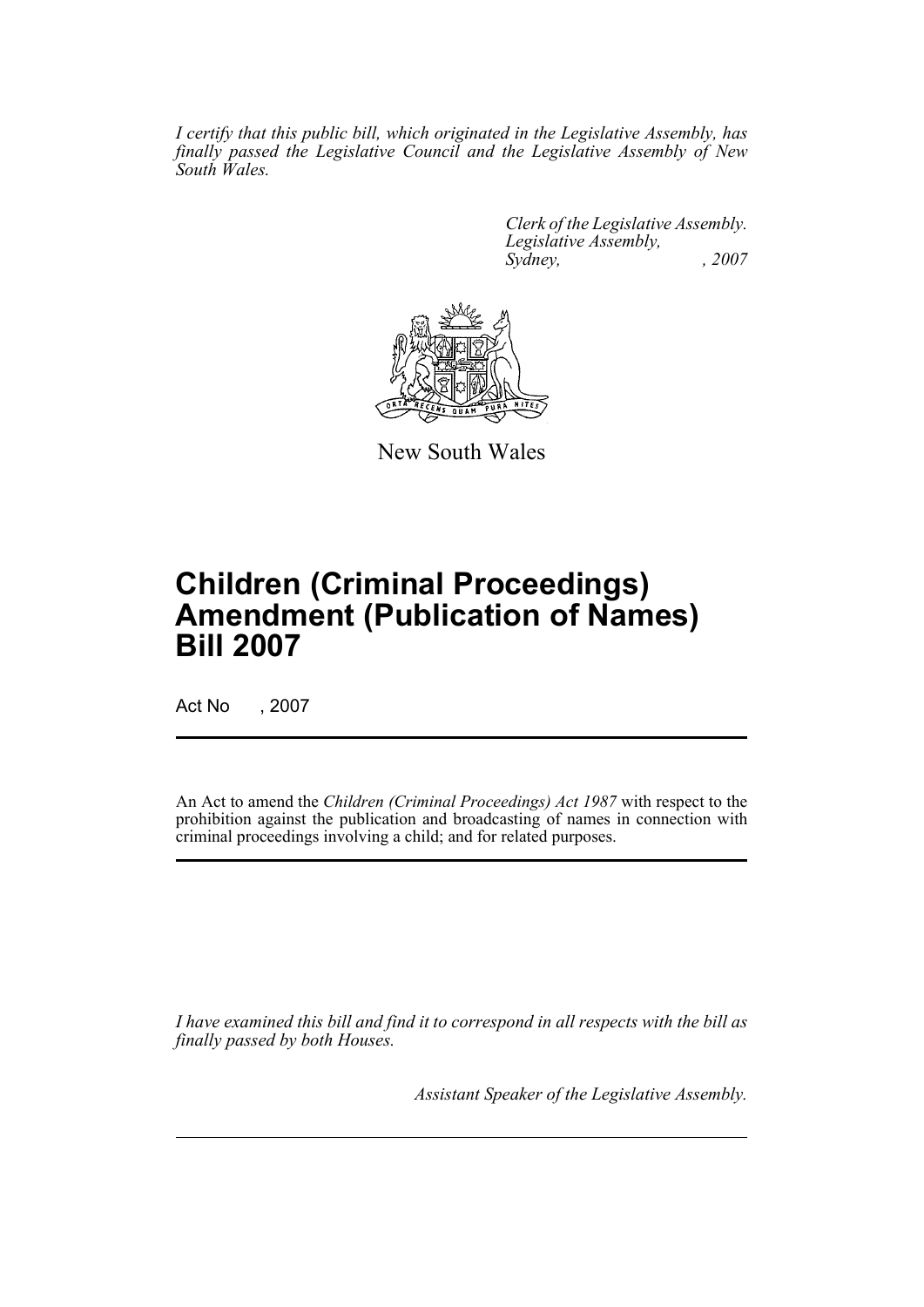*I certify that this public bill, which originated in the Legislative Assembly, has finally passed the Legislative Council and the Legislative Assembly of New South Wales.*

*Clerk of the Legislative Assembly.*
*Legislative Assembly,*
*Sydney, , 2007*

New South Wales

# Children (Criminal Proceedings) Amendment (Publication of Names) Bill 2007

Act No , 2007

An Act to amend the *Children (Criminal Proceedings) Act 1987* with respect to the prohibition against the publication and broadcasting of names in connection with criminal proceedings involving a child; and for related purposes.

*I have examined this bill and find it to correspond in all respects with the bill as finally passed by both Houses.*

*Assistant Speaker of the Legislative Assembly.*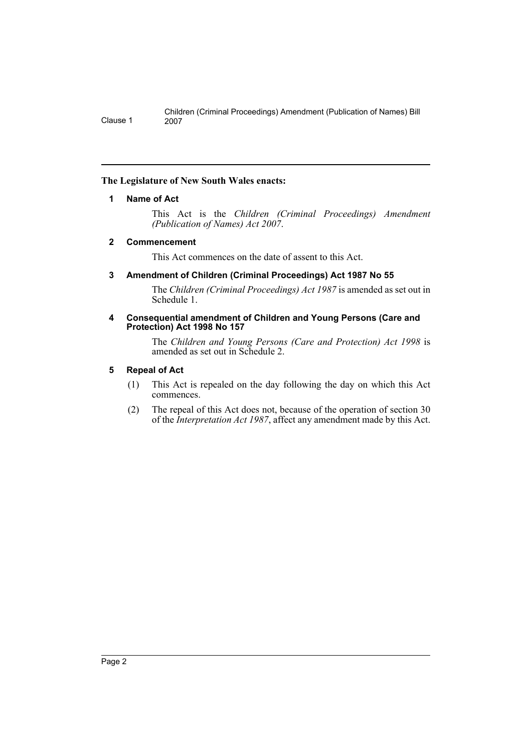**The Legislature of New South Wales enacts:**

**1 Name of Act**

This Act is the *Children (Criminal Proceedings) Amendment (Publication of Names) Act 2007*.

**2 Commencement**

This Act commences on the date of assent to this Act.

**3 Amendment of Children (Criminal Proceedings) Act 1987 No 55**

The *Children (Criminal Proceedings) Act 1987* is amended as set out in Schedule 1.

**4 Consequential amendment of Children and Young Persons (Care and Protection) Act 1998 No 157**

The *Children and Young Persons (Care and Protection) Act 1998* is amended as set out in Schedule 2.

**5 Repeal of Act**

(1) This Act is repealed on the day following the day on which this Act commences.

(2) The repeal of this Act does not, because of the operation of section 30 of the *Interpretation Act 1987*, affect any amendment made by this Act.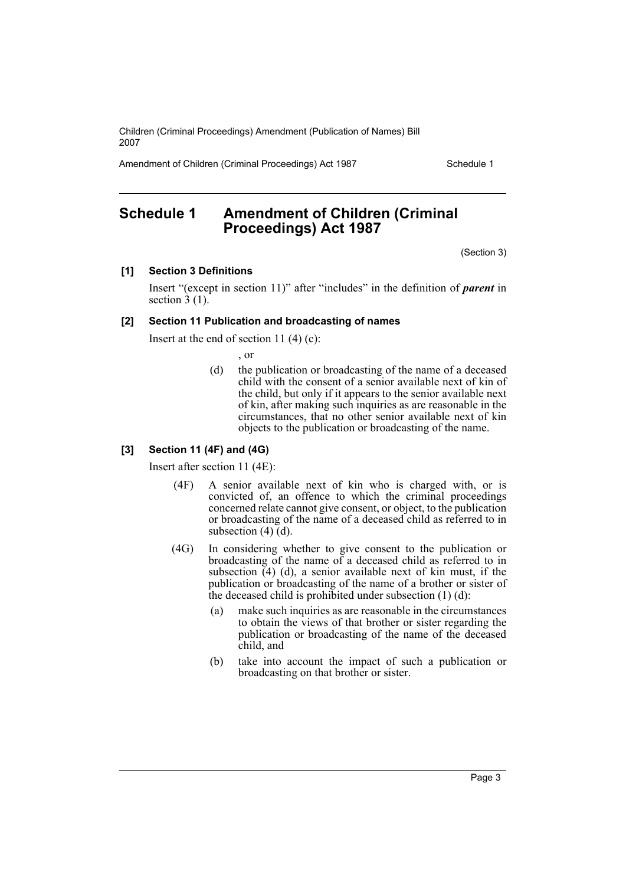# Schedule 1 Amendment of Children (Criminal Proceedings) Act 1987

(Section 3)

**[1] Section 3 Definitions**

Insert "(except in section 11)" after "includes" in the definition of ***parent*** in section 3 (1).

**[2] Section 11 Publication and broadcasting of names**

Insert at the end of section 11 (4) (c):

, or

(d) the publication or broadcasting of the name of a deceased child with the consent of a senior available next of kin of the child, but only if it appears to the senior available next of kin, after making such inquiries as are reasonable in the circumstances, that no other senior available next of kin objects to the publication or broadcasting of the name.

**[3] Section 11 (4F) and (4G)**

Insert after section 11 (4E):

(4F) A senior available next of kin who is charged with, or is convicted of, an offence to which the criminal proceedings concerned relate cannot give consent, or object, to the publication or broadcasting of the name of a deceased child as referred to in subsection (4) (d).

(4G) In considering whether to give consent to the publication or broadcasting of the name of a deceased child as referred to in subsection (4) (d), a senior available next of kin must, if the publication or broadcasting of the name of a brother or sister of the deceased child is prohibited under subsection (1) (d):

(a) make such inquiries as are reasonable in the circumstances to obtain the views of that brother or sister regarding the publication or broadcasting of the name of the deceased child, and

(b) take into account the impact of such a publication or broadcasting on that brother or sister.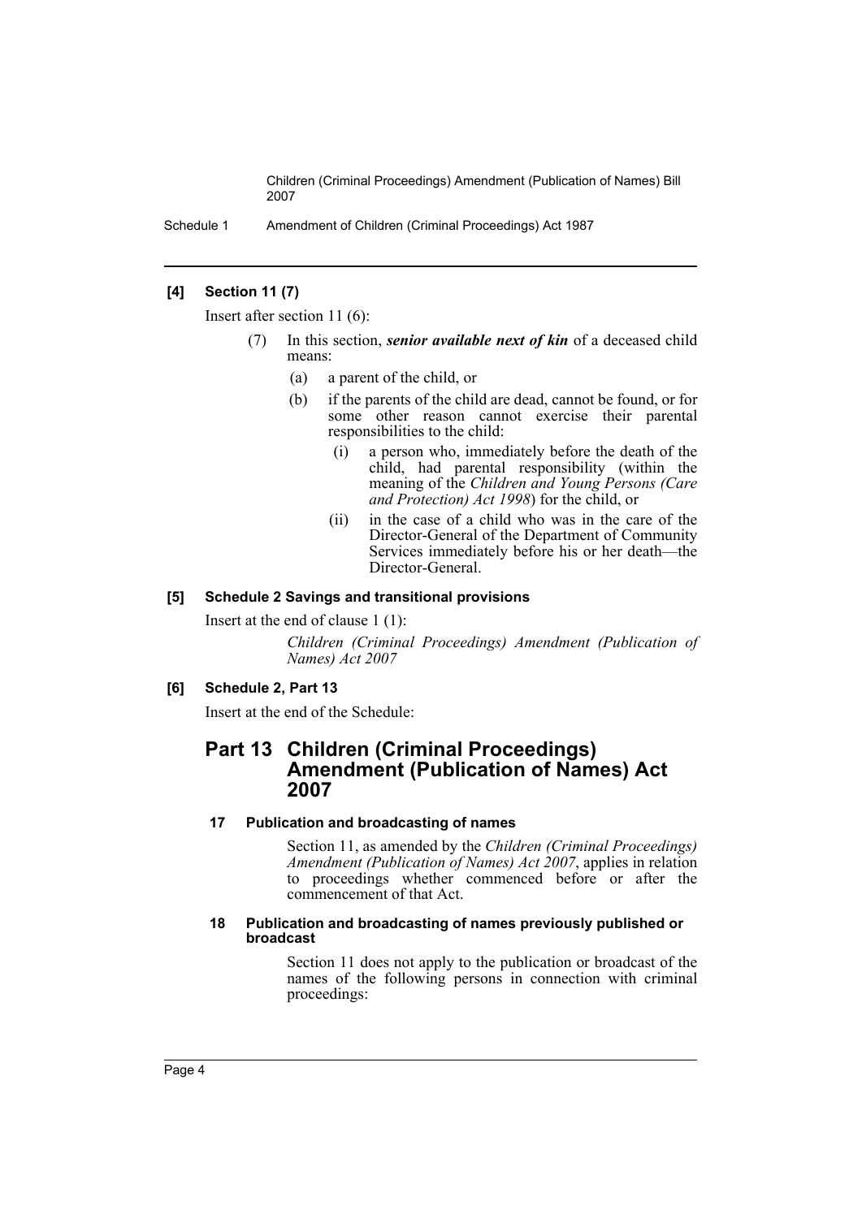**[4] Section 11 (7)**

Insert after section 11 (6):

(7) In this section, ***senior available next of kin*** of a deceased child means:

- (a) a parent of the child, or
- (b) if the parents of the child are dead, cannot be found, or for some other reason cannot exercise their parental responsibilities to the child:
  - (i) a person who, immediately before the death of the child, had parental responsibility (within the meaning of the *Children and Young Persons (Care and Protection) Act 1998*) for the child, or
  - (ii) in the case of a child who was in the care of the Director-General of the Department of Community Services immediately before his or her death—the Director-General.

**[5] Schedule 2 Savings and transitional provisions**

Insert at the end of clause 1 (1):

*Children (Criminal Proceedings) Amendment (Publication of Names) Act 2007*

**[6] Schedule 2, Part 13**

Insert at the end of the Schedule:

## Part 13 Children (Criminal Proceedings) Amendment (Publication of Names) Act 2007

**17 Publication and broadcasting of names**

Section 11, as amended by the *Children (Criminal Proceedings) Amendment (Publication of Names) Act 2007*, applies in relation to proceedings whether commenced before or after the commencement of that Act.

**18 Publication and broadcasting of names previously published or broadcast**

Section 11 does not apply to the publication or broadcast of the names of the following persons in connection with criminal proceedings: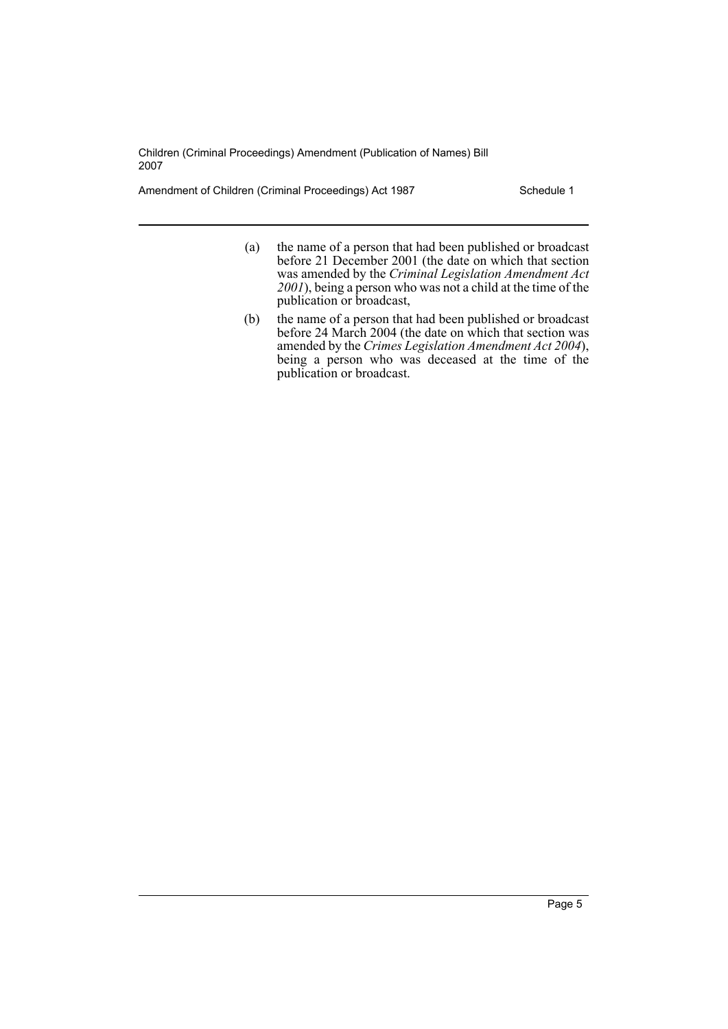(a) the name of a person that had been published or broadcast before 21 December 2001 (the date on which that section was amended by the *Criminal Legislation Amendment Act 2001*), being a person who was not a child at the time of the publication or broadcast,

(b) the name of a person that had been published or broadcast before 24 March 2004 (the date on which that section was amended by the *Crimes Legislation Amendment Act 2004*), being a person who was deceased at the time of the publication or broadcast.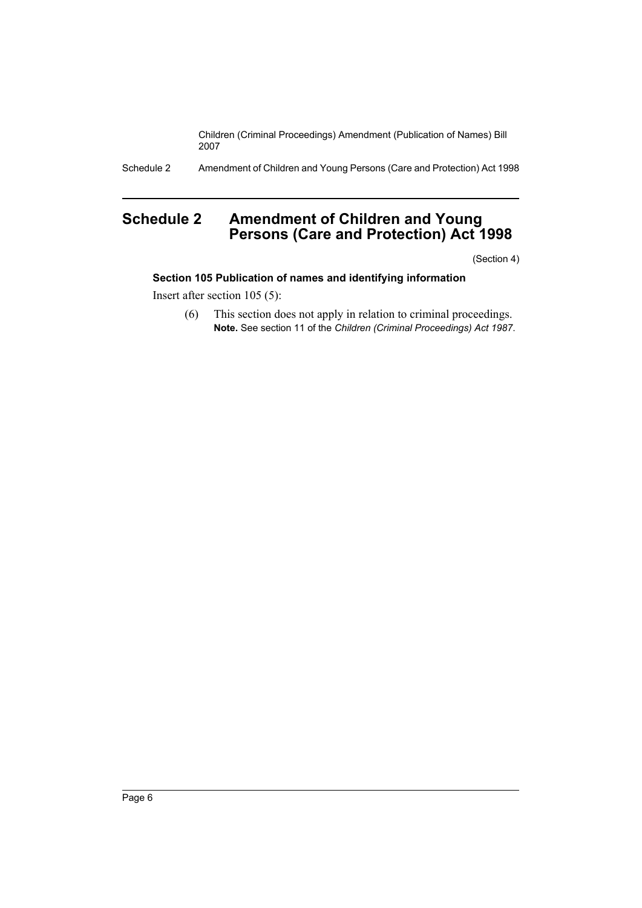# Schedule 2 Amendment of Children and Young Persons (Care and Protection) Act 1998

(Section 4)

### Section 105 Publication of names and identifying information

Insert after section 105 (5):

(6) This section does not apply in relation to criminal proceedings.

**Note.** See section 11 of the *Children (Criminal Proceedings) Act 1987*.